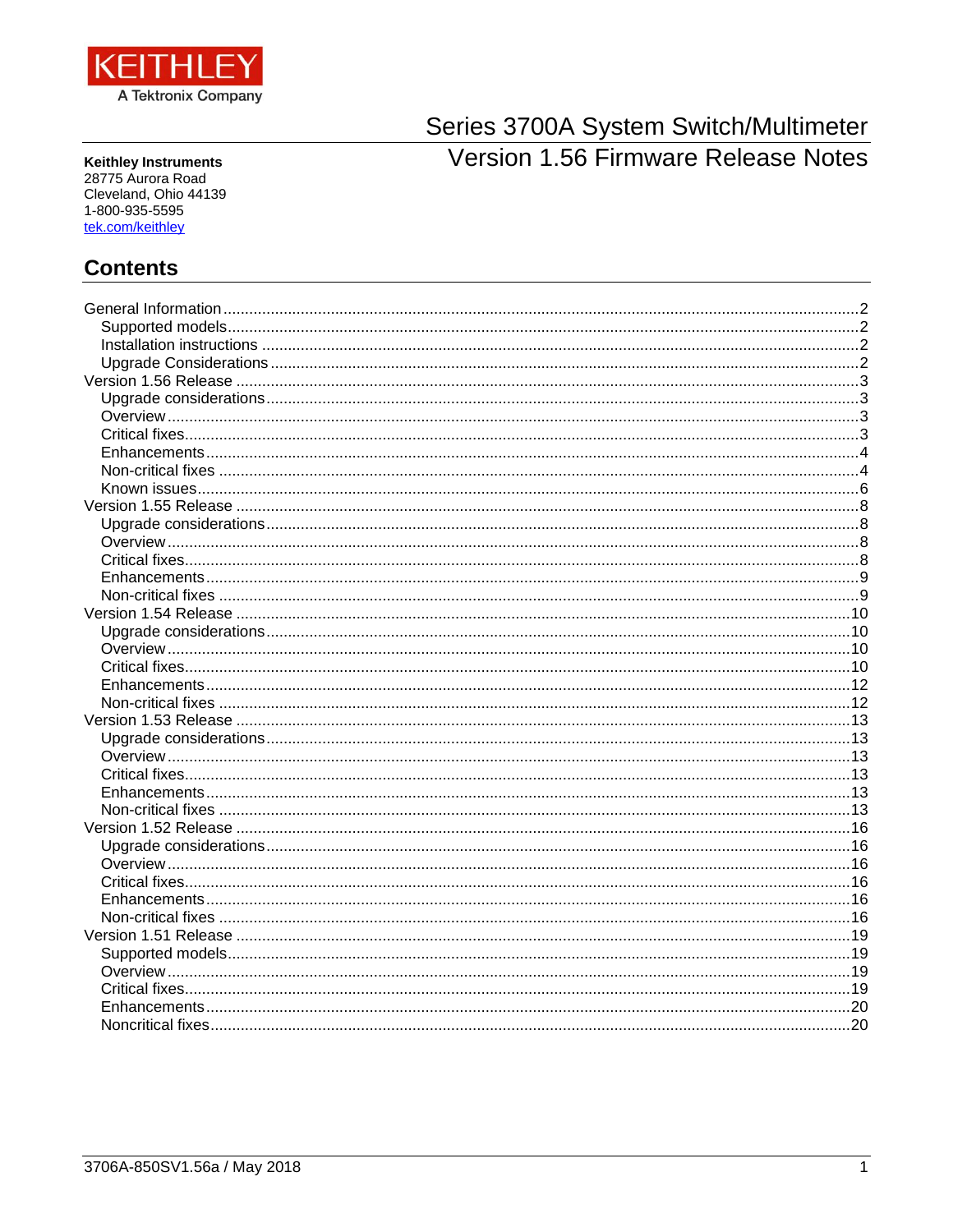KEITHLEY
A Tektronix Company

# Series 3700A System Switch/Multimeter Version 1.56 Firmware Release Notes

**Keithley Instruments**
28775 Aurora Road
Cleveland, Ohio 44139
1-800-935-5595
tek.com/keithley

## Contents

- General Information ..... 2
  - Supported models ..... 2
  - Installation instructions ..... 2
  - Upgrade Considerations ..... 2
- Version 1.56 Release ..... 3
  - Upgrade considerations ..... 3
  - Overview ..... 3
  - Critical fixes ..... 3
  - Enhancements ..... 4
  - Non-critical fixes ..... 4
  - Known issues ..... 6
- Version 1.55 Release ..... 8
  - Upgrade considerations ..... 8
  - Overview ..... 8
  - Critical fixes ..... 8
  - Enhancements ..... 9
  - Non-critical fixes ..... 9
- Version 1.54 Release ..... 10
  - Upgrade considerations ..... 10
  - Overview ..... 10
  - Critical fixes ..... 10
  - Enhancements ..... 12
  - Non-critical fixes ..... 12
- Version 1.53 Release ..... 13
  - Upgrade considerations ..... 13
  - Overview ..... 13
  - Critical fixes ..... 13
  - Enhancements ..... 13
  - Non-critical fixes ..... 13
- Version 1.52 Release ..... 16
  - Upgrade considerations ..... 16
  - Overview ..... 16
  - Critical fixes ..... 16
  - Enhancements ..... 16
  - Non-critical fixes ..... 16
- Version 1.51 Release ..... 19
  - Supported models ..... 19
  - Overview ..... 19
  - Critical fixes ..... 19
  - Enhancements ..... 20
  - Noncritical fixes ..... 20

3706A-850SV1.56a / May 2018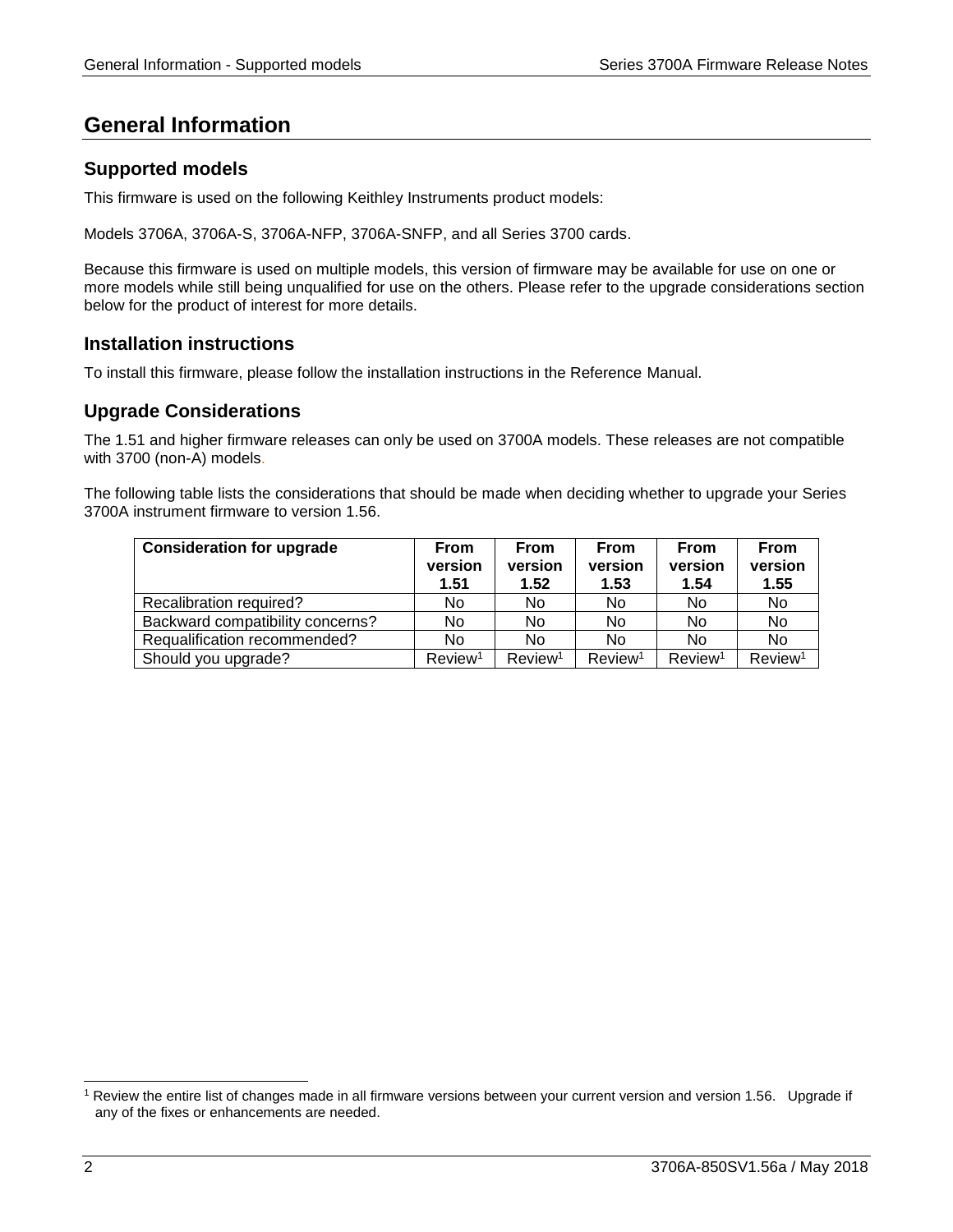# General Information

## Supported models

This firmware is used on the following Keithley Instruments product models:

Models 3706A, 3706A-S, 3706A-NFP, 3706A-SNFP, and all Series 3700 cards.

Because this firmware is used on multiple models, this version of firmware may be available for use on one or more models while still being unqualified for use on the others. Please refer to the upgrade considerations section below for the product of interest for more details.

## Installation instructions

To install this firmware, please follow the installation instructions in the Reference Manual.

## Upgrade Considerations

The 1.51 and higher firmware releases can only be used on 3700A models. These releases are not compatible with 3700 (non-A) models.

The following table lists the considerations that should be made when deciding whether to upgrade your Series 3700A instrument firmware to version 1.56.

| Consideration for upgrade | From version 1.51 | From version 1.52 | From version 1.53 | From version 1.54 | From version 1.55 |
|---|---|---|---|---|---|
| Recalibration required? | No | No | No | No | No |
| Backward compatibility concerns? | No | No | No | No | No |
| Requalification recommended? | No | No | No | No | No |
| Should you upgrade? | Review[1] | Review[1] | Review[1] | Review[1] | Review[1] |

[1] Review the entire list of changes made in all firmware versions between your current version and version 1.56. Upgrade if any of the fixes or enhancements are needed.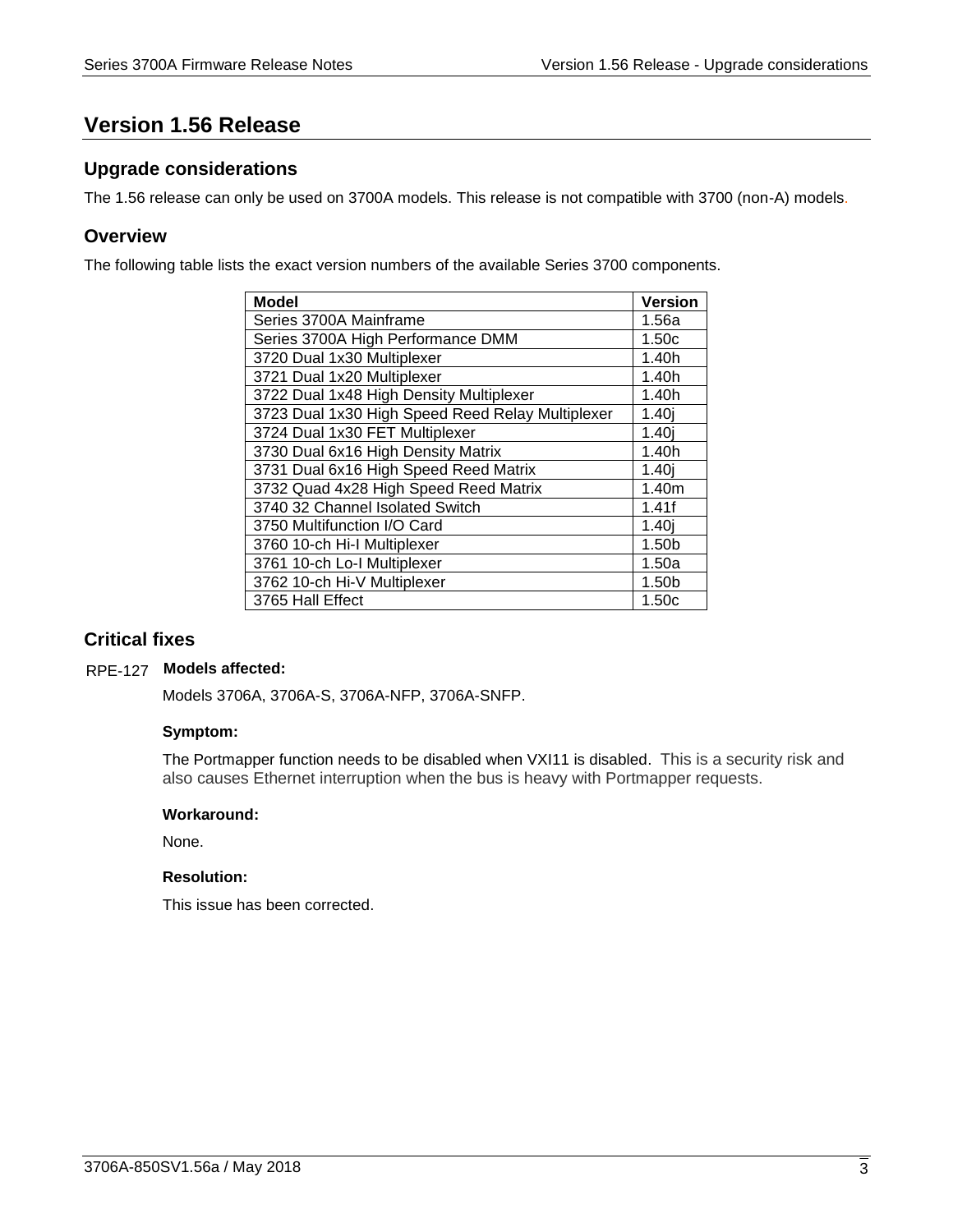# Version 1.56 Release

## Upgrade considerations

The 1.56 release can only be used on 3700A models. This release is not compatible with 3700 (non-A) models.

## Overview

The following table lists the exact version numbers of the available Series 3700 components.

| Model | Version |
| --- | --- |
| Series 3700A Mainframe | 1.56a |
| Series 3700A High Performance DMM | 1.50c |
| 3720 Dual 1x30 Multiplexer | 1.40h |
| 3721 Dual 1x20 Multiplexer | 1.40h |
| 3722 Dual 1x48 High Density Multiplexer | 1.40h |
| 3723 Dual 1x30 High Speed Reed Relay Multiplexer | 1.40j |
| 3724 Dual 1x30 FET Multiplexer | 1.40j |
| 3730 Dual 6x16 High Density Matrix | 1.40h |
| 3731 Dual 6x16 High Speed Reed Matrix | 1.40j |
| 3732 Quad 4x28 High Speed Reed Matrix | 1.40m |
| 3740 32 Channel Isolated Switch | 1.41f |
| 3750 Multifunction I/O Card | 1.40j |
| 3760 10-ch Hi-I Multiplexer | 1.50b |
| 3761 10-ch Lo-I Multiplexer | 1.50a |
| 3762 10-ch Hi-V Multiplexer | 1.50b |
| 3765 Hall Effect | 1.50c |

## Critical fixes

RPE-127 **Models affected:**

Models 3706A, 3706A-S, 3706A-NFP, 3706A-SNFP.

**Symptom:**

The Portmapper function needs to be disabled when VXI11 is disabled. This is a security risk and also causes Ethernet interruption when the bus is heavy with Portmapper requests.

**Workaround:**

None.

**Resolution:**

This issue has been corrected.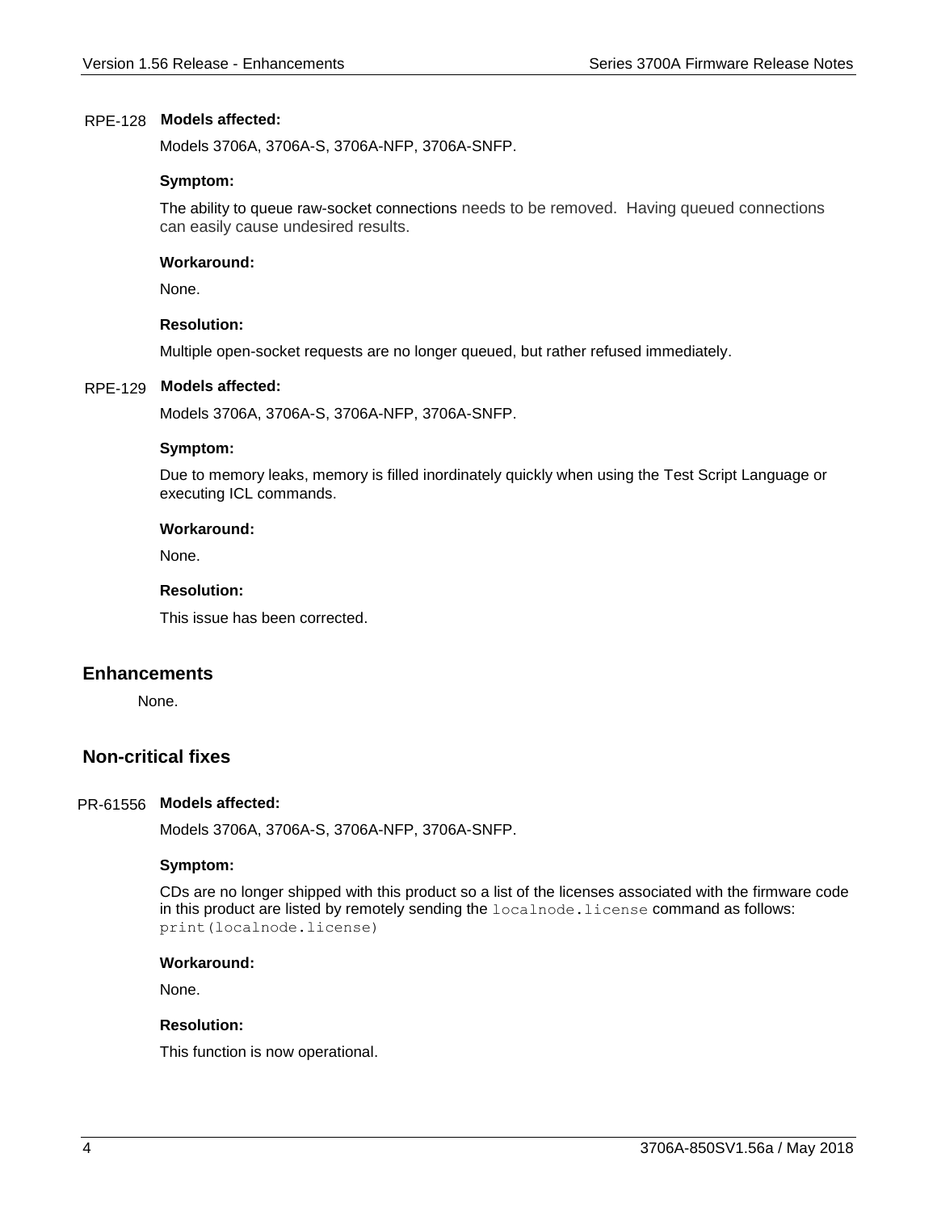RPE-128 **Models affected:**

Models 3706A, 3706A-S, 3706A-NFP, 3706A-SNFP.

**Symptom:**

The ability to queue raw-socket connections needs to be removed. Having queued connections can easily cause undesired results.

**Workaround:**

None.

**Resolution:**

Multiple open-socket requests are no longer queued, but rather refused immediately.

RPE-129 **Models affected:**

Models 3706A, 3706A-S, 3706A-NFP, 3706A-SNFP.

**Symptom:**

Due to memory leaks, memory is filled inordinately quickly when using the Test Script Language or executing ICL commands.

**Workaround:**

None.

**Resolution:**

This issue has been corrected.

## Enhancements

None.

## Non-critical fixes

PR-61556 **Models affected:**

Models 3706A, 3706A-S, 3706A-NFP, 3706A-SNFP.

**Symptom:**

CDs are no longer shipped with this product so a list of the licenses associated with the firmware code in this product are listed by remotely sending the `localnode.license` command as follows: `print(localnode.license)`

**Workaround:**

None.

**Resolution:**

This function is now operational.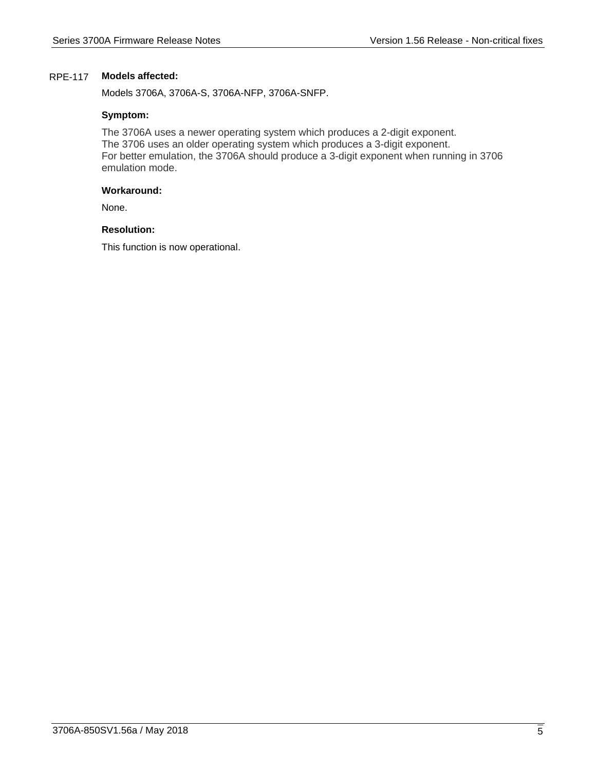RPE-117 **Models affected:**

Models 3706A, 3706A-S, 3706A-NFP, 3706A-SNFP.

**Symptom:**

The 3706A uses a newer operating system which produces a 2-digit exponent.
The 3706 uses an older operating system which produces a 3-digit exponent.
For better emulation, the 3706A should produce a 3-digit exponent when running in 3706 emulation mode.

**Workaround:**

None.

**Resolution:**

This function is now operational.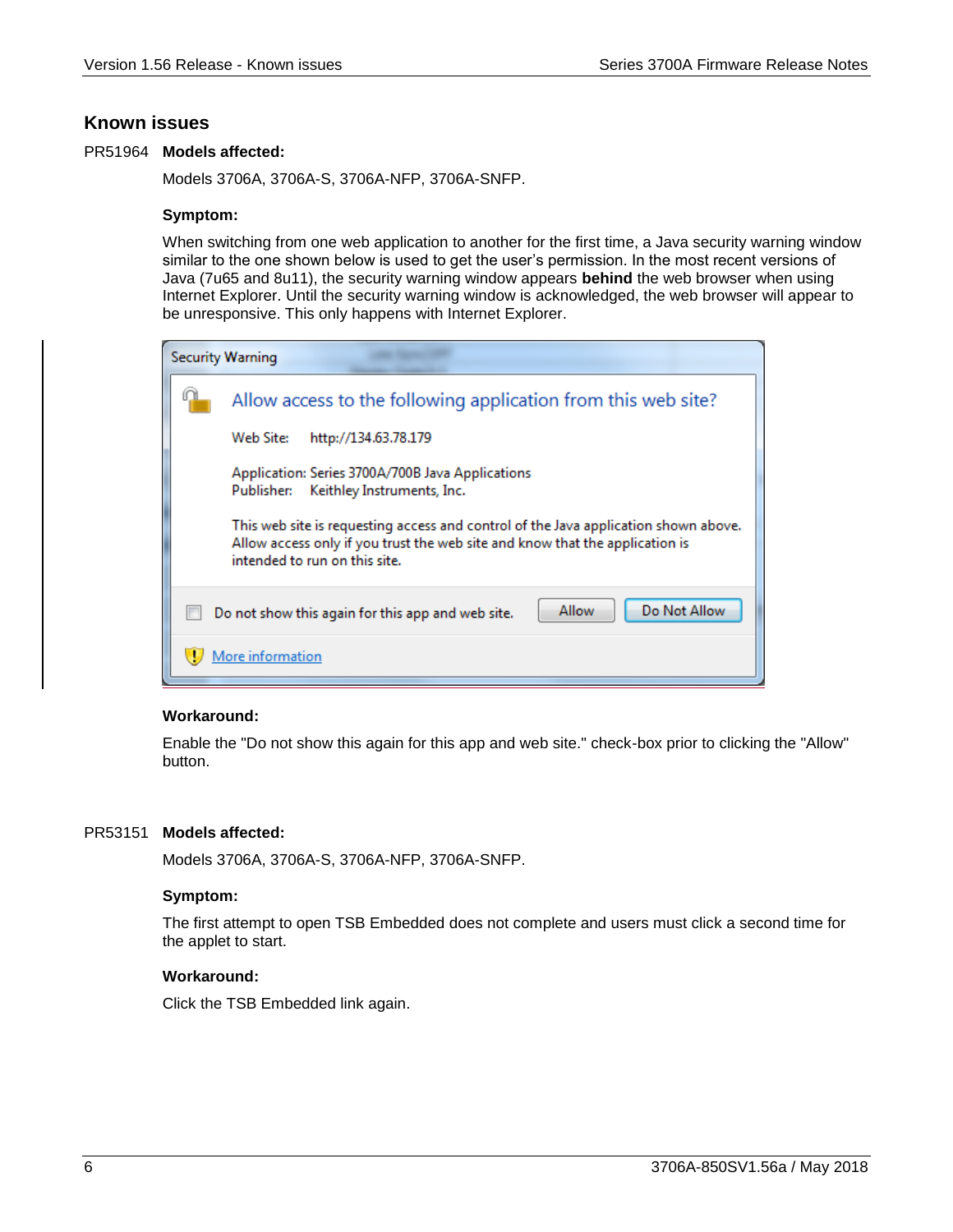## Known issues

PR51964 **Models affected:**

Models 3706A, 3706A-S, 3706A-NFP, 3706A-SNFP.

**Symptom:**

When switching from one web application to another for the first time, a Java security warning window similar to the one shown below is used to get the user's permission. In the most recent versions of Java (7u65 and 8u11), the security warning window appears **behind** the web browser when using Internet Explorer. Until the security warning window is acknowledged, the web browser will appear to be unresponsive. This only happens with Internet Explorer.

Security Warning

Allow access to the following application from this web site?

Web Site: http://134.63.78.179

Application: Series 3700A/700B Java Applications
Publisher: Keithley Instruments, Inc.

This web site is requesting access and control of the Java application shown above. Allow access only if you trust the web site and know that the application is intended to run on this site.

Do not show this again for this app and web site. Allow Do Not Allow

More information

**Workaround:**

Enable the "Do not show this again for this app and web site." check-box prior to clicking the "Allow" button.

PR53151 **Models affected:**

Models 3706A, 3706A-S, 3706A-NFP, 3706A-SNFP.

**Symptom:**

The first attempt to open TSB Embedded does not complete and users must click a second time for the applet to start.

**Workaround:**

Click the TSB Embedded link again.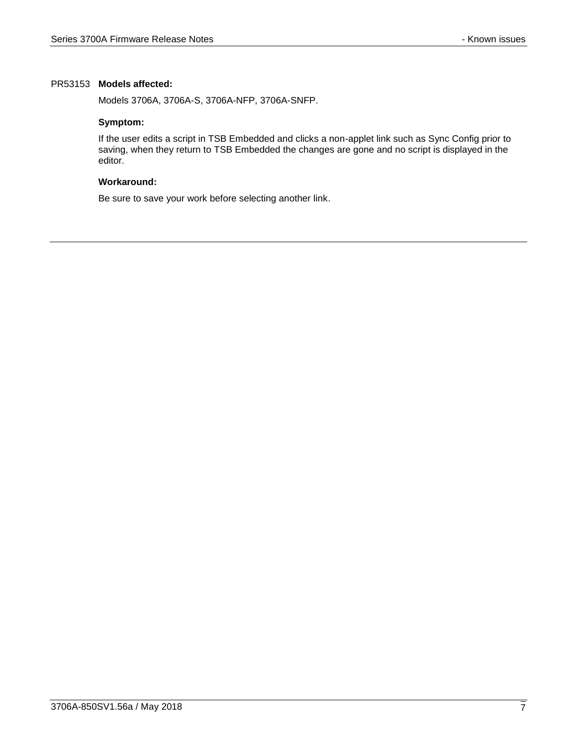PR53153 **Models affected:**

Models 3706A, 3706A-S, 3706A-NFP, 3706A-SNFP.

**Symptom:**

If the user edits a script in TSB Embedded and clicks a non-applet link such as Sync Config prior to saving, when they return to TSB Embedded the changes are gone and no script is displayed in the editor.

**Workaround:**

Be sure to save your work before selecting another link.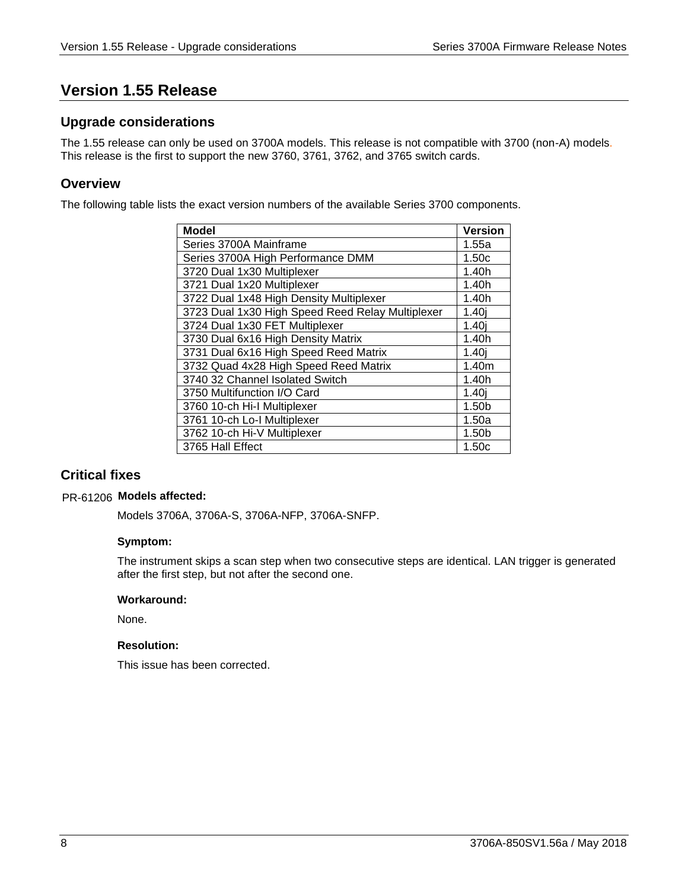# Version 1.55 Release

## Upgrade considerations

The 1.55 release can only be used on 3700A models. This release is not compatible with 3700 (non-A) models. This release is the first to support the new 3760, 3761, 3762, and 3765 switch cards.

## Overview

The following table lists the exact version numbers of the available Series 3700 components.

| Model | Version |
|---|---|
| Series 3700A Mainframe | 1.55a |
| Series 3700A High Performance DMM | 1.50c |
| 3720 Dual 1x30 Multiplexer | 1.40h |
| 3721 Dual 1x20 Multiplexer | 1.40h |
| 3722 Dual 1x48 High Density Multiplexer | 1.40h |
| 3723 Dual 1x30 High Speed Reed Relay Multiplexer | 1.40j |
| 3724 Dual 1x30 FET Multiplexer | 1.40j |
| 3730 Dual 6x16 High Density Matrix | 1.40h |
| 3731 Dual 6x16 High Speed Reed Matrix | 1.40j |
| 3732 Quad 4x28 High Speed Reed Matrix | 1.40m |
| 3740 32 Channel Isolated Switch | 1.40h |
| 3750 Multifunction I/O Card | 1.40j |
| 3760 10-ch Hi-I Multiplexer | 1.50b |
| 3761 10-ch Lo-I Multiplexer | 1.50a |
| 3762 10-ch Hi-V Multiplexer | 1.50b |
| 3765 Hall Effect | 1.50c |

## Critical fixes

PR-61206 **Models affected:**

Models 3706A, 3706A-S, 3706A-NFP, 3706A-SNFP.

**Symptom:**

The instrument skips a scan step when two consecutive steps are identical. LAN trigger is generated after the first step, but not after the second one.

**Workaround:**

None.

**Resolution:**

This issue has been corrected.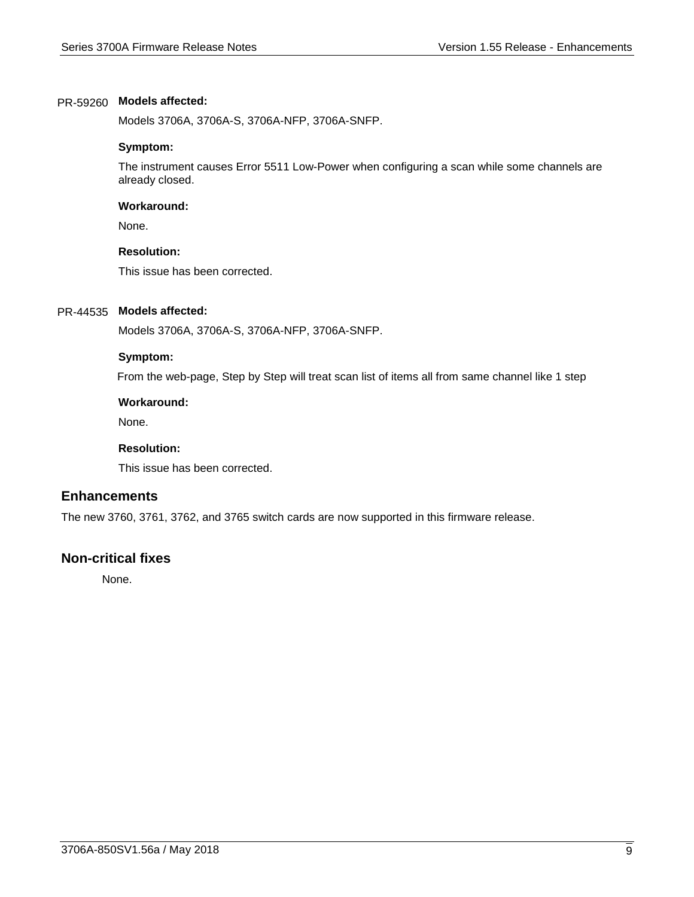PR-59260 **Models affected:**

Models 3706A, 3706A-S, 3706A-NFP, 3706A-SNFP.

**Symptom:**

The instrument causes Error 5511 Low-Power when configuring a scan while some channels are already closed.

**Workaround:**

None.

**Resolution:**

This issue has been corrected.

PR-44535 **Models affected:**

Models 3706A, 3706A-S, 3706A-NFP, 3706A-SNFP.

**Symptom:**

From the web-page, Step by Step will treat scan list of items all from same channel like 1 step

**Workaround:**

None.

**Resolution:**

This issue has been corrected.

## Enhancements

The new 3760, 3761, 3762, and 3765 switch cards are now supported in this firmware release.

## Non-critical fixes

None.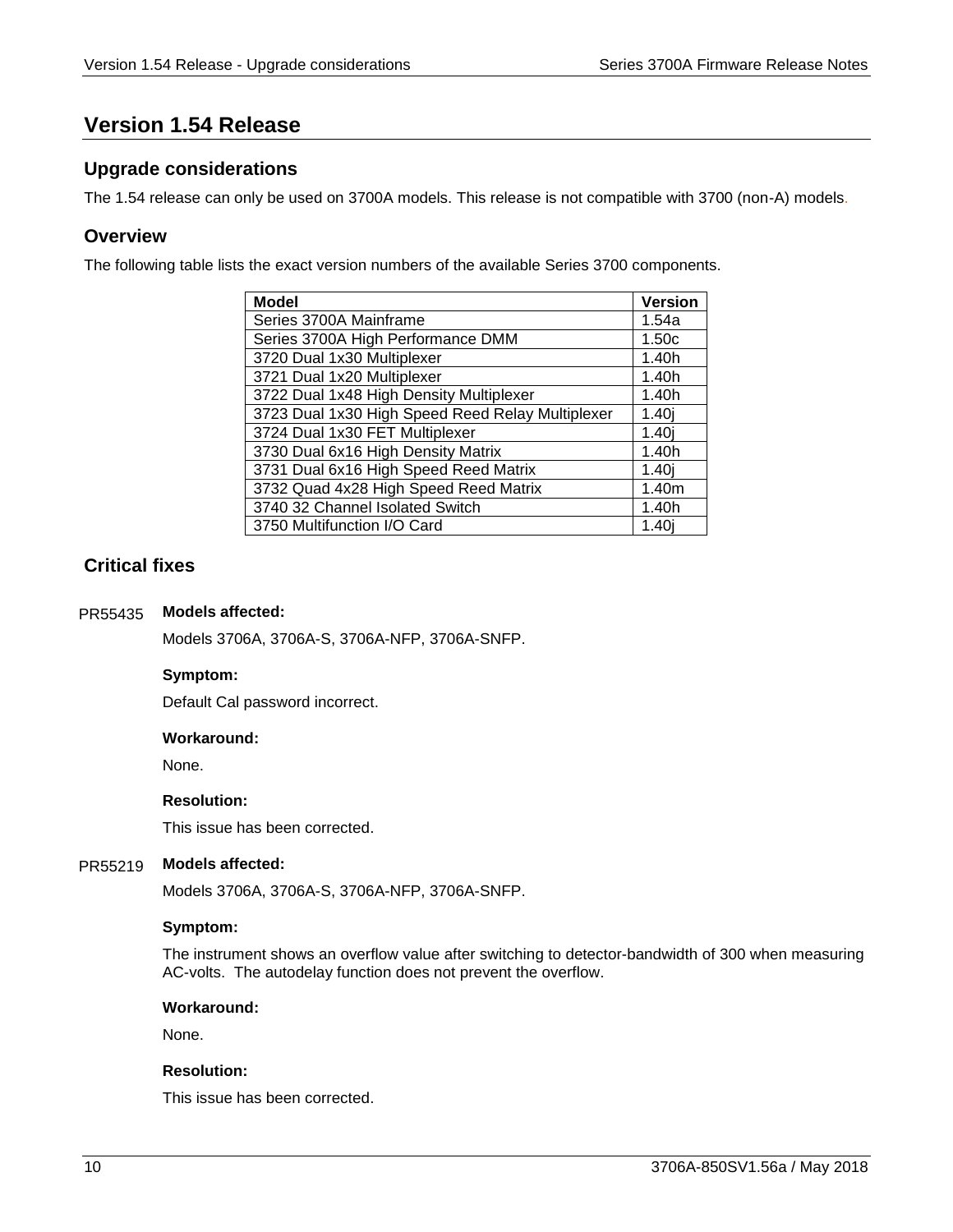# Version 1.54 Release

## Upgrade considerations

The 1.54 release can only be used on 3700A models. This release is not compatible with 3700 (non-A) models.

## Overview

The following table lists the exact version numbers of the available Series 3700 components.

| Model | Version |
|---|---|
| Series 3700A Mainframe | 1.54a |
| Series 3700A High Performance DMM | 1.50c |
| 3720 Dual 1x30 Multiplexer | 1.40h |
| 3721 Dual 1x20 Multiplexer | 1.40h |
| 3722 Dual 1x48 High Density Multiplexer | 1.40h |
| 3723 Dual 1x30 High Speed Reed Relay Multiplexer | 1.40j |
| 3724 Dual 1x30 FET Multiplexer | 1.40j |
| 3730 Dual 6x16 High Density Matrix | 1.40h |
| 3731 Dual 6x16 High Speed Reed Matrix | 1.40j |
| 3732 Quad 4x28 High Speed Reed Matrix | 1.40m |
| 3740 32 Channel Isolated Switch | 1.40h |
| 3750 Multifunction I/O Card | 1.40j |

## Critical fixes

PR55435 **Models affected:**

Models 3706A, 3706A-S, 3706A-NFP, 3706A-SNFP.

**Symptom:**

Default Cal password incorrect.

**Workaround:**

None.

**Resolution:**

This issue has been corrected.

PR55219 **Models affected:**

Models 3706A, 3706A-S, 3706A-NFP, 3706A-SNFP.

**Symptom:**

The instrument shows an overflow value after switching to detector-bandwidth of 300 when measuring AC-volts. The autodelay function does not prevent the overflow.

**Workaround:**

None.

**Resolution:**

This issue has been corrected.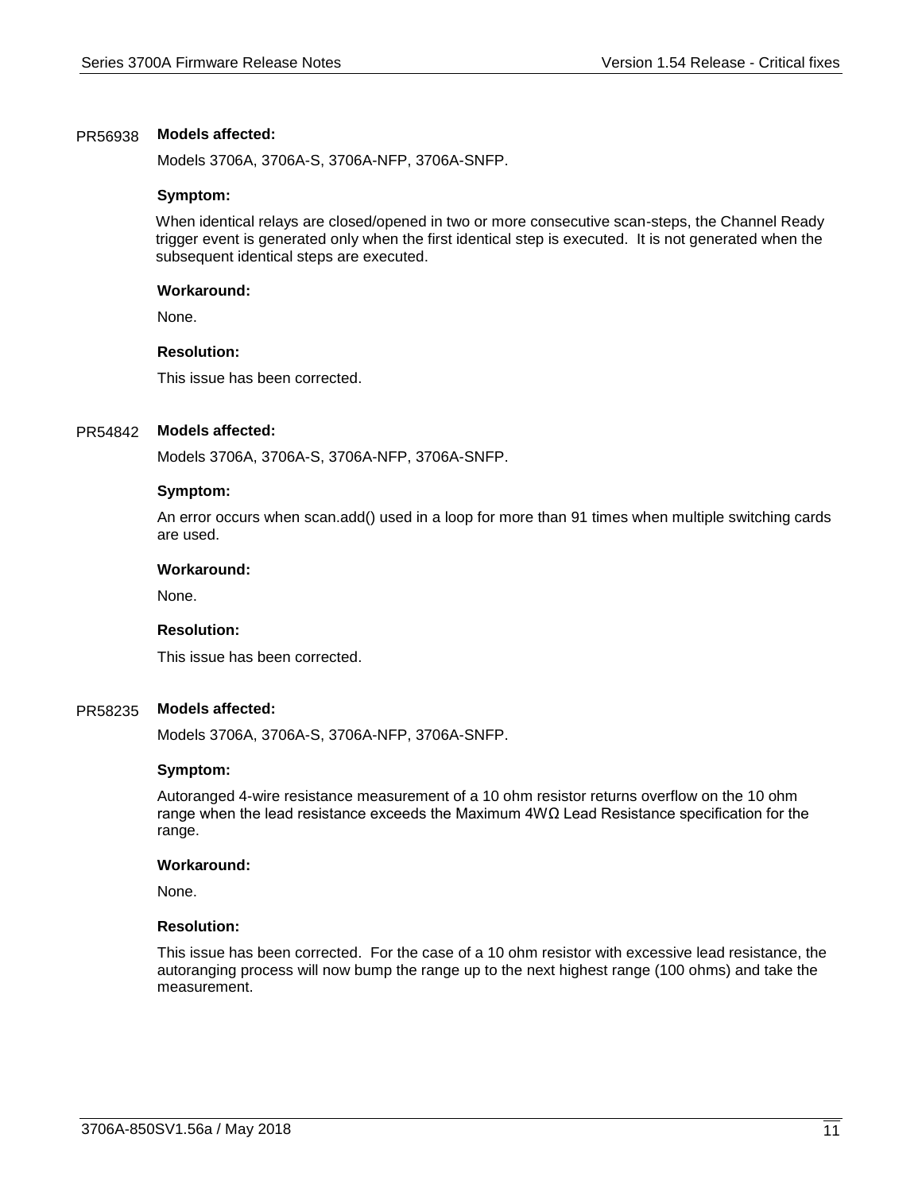PR56938 **Models affected:**

Models 3706A, 3706A-S, 3706A-NFP, 3706A-SNFP.

**Symptom:**

When identical relays are closed/opened in two or more consecutive scan-steps, the Channel Ready trigger event is generated only when the first identical step is executed. It is not generated when the subsequent identical steps are executed.

**Workaround:**

None.

**Resolution:**

This issue has been corrected.

PR54842 **Models affected:**

Models 3706A, 3706A-S, 3706A-NFP, 3706A-SNFP.

**Symptom:**

An error occurs when scan.add() used in a loop for more than 91 times when multiple switching cards are used.

**Workaround:**

None.

**Resolution:**

This issue has been corrected.

PR58235 **Models affected:**

Models 3706A, 3706A-S, 3706A-NFP, 3706A-SNFP.

**Symptom:**

Autoranged 4-wire resistance measurement of a 10 ohm resistor returns overflow on the 10 ohm range when the lead resistance exceeds the Maximum 4WΩ Lead Resistance specification for the range.

**Workaround:**

None.

**Resolution:**

This issue has been corrected. For the case of a 10 ohm resistor with excessive lead resistance, the autoranging process will now bump the range up to the next highest range (100 ohms) and take the measurement.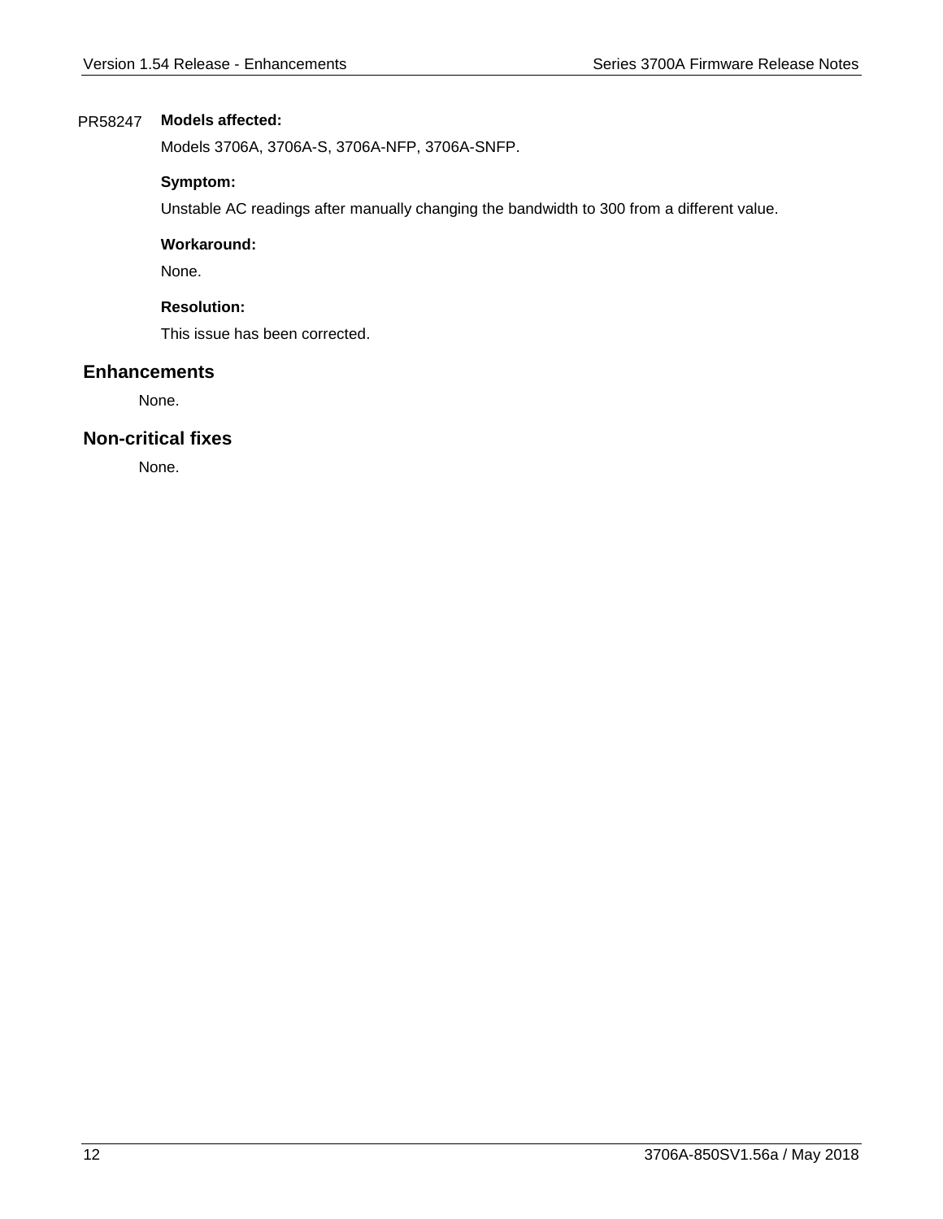PR58247 **Models affected:**

Models 3706A, 3706A-S, 3706A-NFP, 3706A-SNFP.

**Symptom:**

Unstable AC readings after manually changing the bandwidth to 300 from a different value.

**Workaround:**

None.

**Resolution:**

This issue has been corrected.

## Enhancements

None.

## Non-critical fixes

None.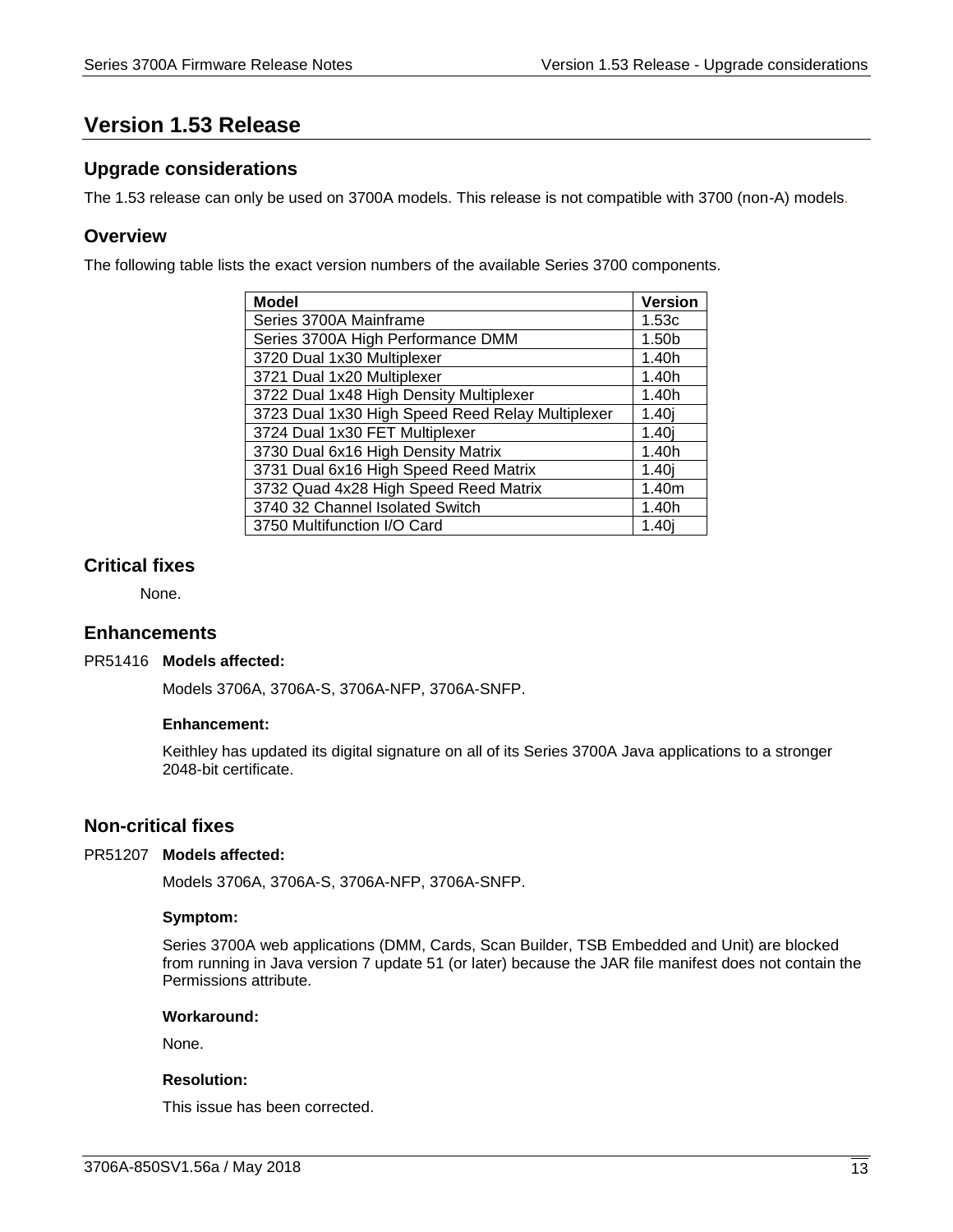# Version 1.53 Release

## Upgrade considerations

The 1.53 release can only be used on 3700A models. This release is not compatible with 3700 (non-A) models.

## Overview

The following table lists the exact version numbers of the available Series 3700 components.

| Model | Version |
|---|---|
| Series 3700A Mainframe | 1.53c |
| Series 3700A High Performance DMM | 1.50b |
| 3720 Dual 1x30 Multiplexer | 1.40h |
| 3721 Dual 1x20 Multiplexer | 1.40h |
| 3722 Dual 1x48 High Density Multiplexer | 1.40h |
| 3723 Dual 1x30 High Speed Reed Relay Multiplexer | 1.40j |
| 3724 Dual 1x30 FET Multiplexer | 1.40j |
| 3730 Dual 6x16 High Density Matrix | 1.40h |
| 3731 Dual 6x16 High Speed Reed Matrix | 1.40j |
| 3732 Quad 4x28 High Speed Reed Matrix | 1.40m |
| 3740 32 Channel Isolated Switch | 1.40h |
| 3750 Multifunction I/O Card | 1.40j |

## Critical fixes

None.

## Enhancements

PR51416 **Models affected:**

Models 3706A, 3706A-S, 3706A-NFP, 3706A-SNFP.

**Enhancement:**

Keithley has updated its digital signature on all of its Series 3700A Java applications to a stronger 2048-bit certificate.

## Non-critical fixes

PR51207 **Models affected:**

Models 3706A, 3706A-S, 3706A-NFP, 3706A-SNFP.

**Symptom:**

Series 3700A web applications (DMM, Cards, Scan Builder, TSB Embedded and Unit) are blocked from running in Java version 7 update 51 (or later) because the JAR file manifest does not contain the Permissions attribute.

**Workaround:**

None.

**Resolution:**

This issue has been corrected.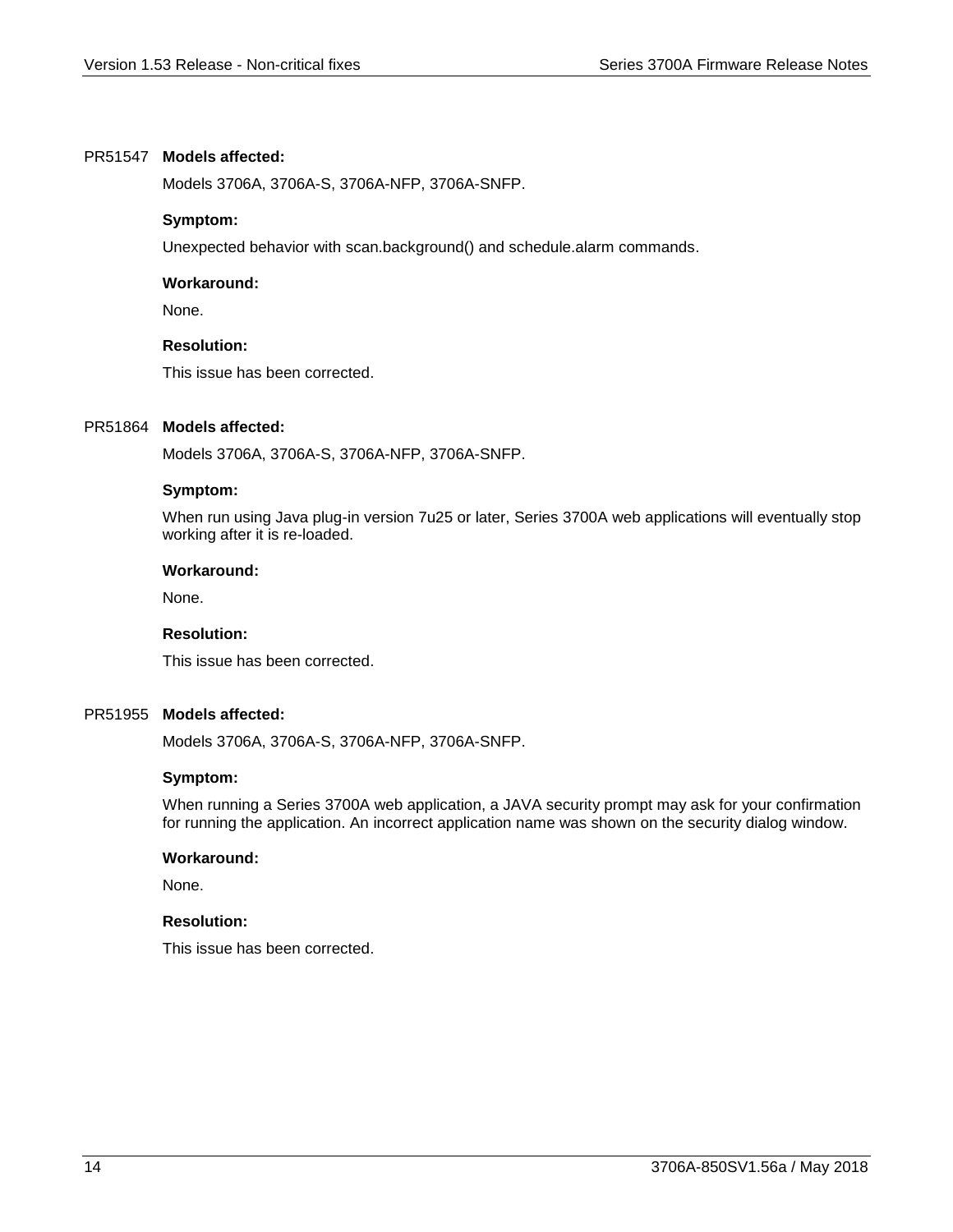PR51547 **Models affected:**

Models 3706A, 3706A-S, 3706A-NFP, 3706A-SNFP.

**Symptom:**

Unexpected behavior with scan.background() and schedule.alarm commands.

**Workaround:**

None.

**Resolution:**

This issue has been corrected.

PR51864 **Models affected:**

Models 3706A, 3706A-S, 3706A-NFP, 3706A-SNFP.

**Symptom:**

When run using Java plug-in version 7u25 or later, Series 3700A web applications will eventually stop working after it is re-loaded.

**Workaround:**

None.

**Resolution:**

This issue has been corrected.

PR51955 **Models affected:**

Models 3706A, 3706A-S, 3706A-NFP, 3706A-SNFP.

**Symptom:**

When running a Series 3700A web application, a JAVA security prompt may ask for your confirmation for running the application. An incorrect application name was shown on the security dialog window.

**Workaround:**

None.

**Resolution:**

This issue has been corrected.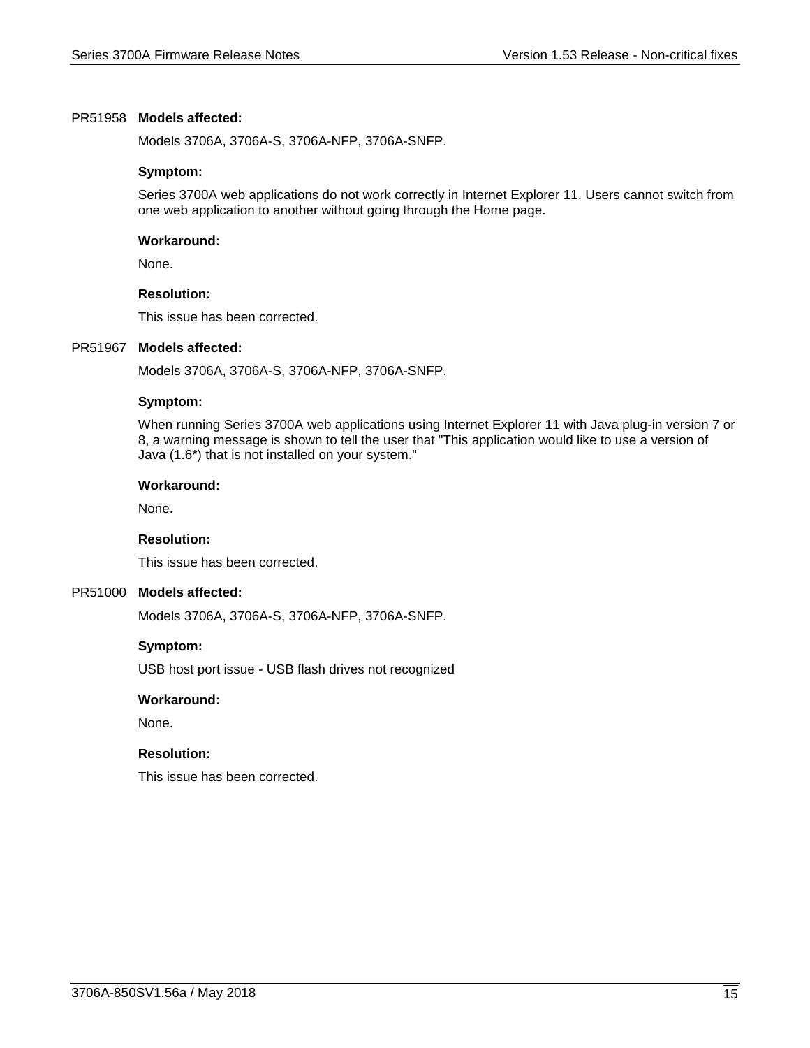PR51958 **Models affected:**

Models 3706A, 3706A-S, 3706A-NFP, 3706A-SNFP.

**Symptom:**

Series 3700A web applications do not work correctly in Internet Explorer 11. Users cannot switch from one web application to another without going through the Home page.

**Workaround:**

None.

**Resolution:**

This issue has been corrected.

PR51967 **Models affected:**

Models 3706A, 3706A-S, 3706A-NFP, 3706A-SNFP.

**Symptom:**

When running Series 3700A web applications using Internet Explorer 11 with Java plug-in version 7 or 8, a warning message is shown to tell the user that "This application would like to use a version of Java (1.6*) that is not installed on your system."

**Workaround:**

None.

**Resolution:**

This issue has been corrected.

PR51000 **Models affected:**

Models 3706A, 3706A-S, 3706A-NFP, 3706A-SNFP.

**Symptom:**

USB host port issue - USB flash drives not recognized

**Workaround:**

None.

**Resolution:**

This issue has been corrected.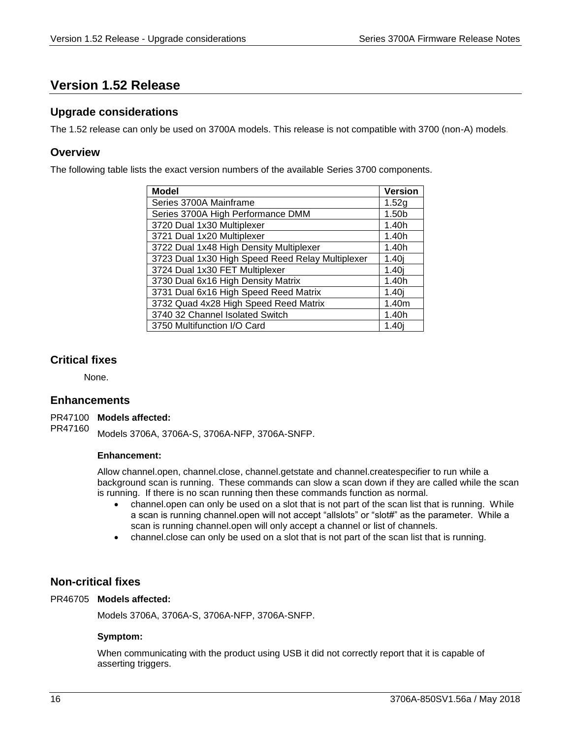# Version 1.52 Release

## Upgrade considerations

The 1.52 release can only be used on 3700A models. This release is not compatible with 3700 (non-A) models.

## Overview

The following table lists the exact version numbers of the available Series 3700 components.

| Model | Version |
|---|---|
| Series 3700A Mainframe | 1.52g |
| Series 3700A High Performance DMM | 1.50b |
| 3720 Dual 1x30 Multiplexer | 1.40h |
| 3721 Dual 1x20 Multiplexer | 1.40h |
| 3722 Dual 1x48 High Density Multiplexer | 1.40h |
| 3723 Dual 1x30 High Speed Reed Relay Multiplexer | 1.40j |
| 3724 Dual 1x30 FET Multiplexer | 1.40j |
| 3730 Dual 6x16 High Density Matrix | 1.40h |
| 3731 Dual 6x16 High Speed Reed Matrix | 1.40j |
| 3732 Quad 4x28 High Speed Reed Matrix | 1.40m |
| 3740 32 Channel Isolated Switch | 1.40h |
| 3750 Multifunction I/O Card | 1.40j |

## Critical fixes

None.

## Enhancements

PR47100
PR47160

**Models affected:**

Models 3706A, 3706A-S, 3706A-NFP, 3706A-SNFP.

**Enhancement:**

Allow channel.open, channel.close, channel.getstate and channel.createspecifier to run while a background scan is running. These commands can slow a scan down if they are called while the scan is running. If there is no scan running then these commands function as normal.

- channel.open can only be used on a slot that is not part of the scan list that is running. While a scan is running channel.open will not accept "allslots" or "slot#" as the parameter. While a scan is running channel.open will only accept a channel or list of channels.
- channel.close can only be used on a slot that is not part of the scan list that is running.

## Non-critical fixes

PR46705

**Models affected:**

Models 3706A, 3706A-S, 3706A-NFP, 3706A-SNFP.

**Symptom:**

When communicating with the product using USB it did not correctly report that it is capable of asserting triggers.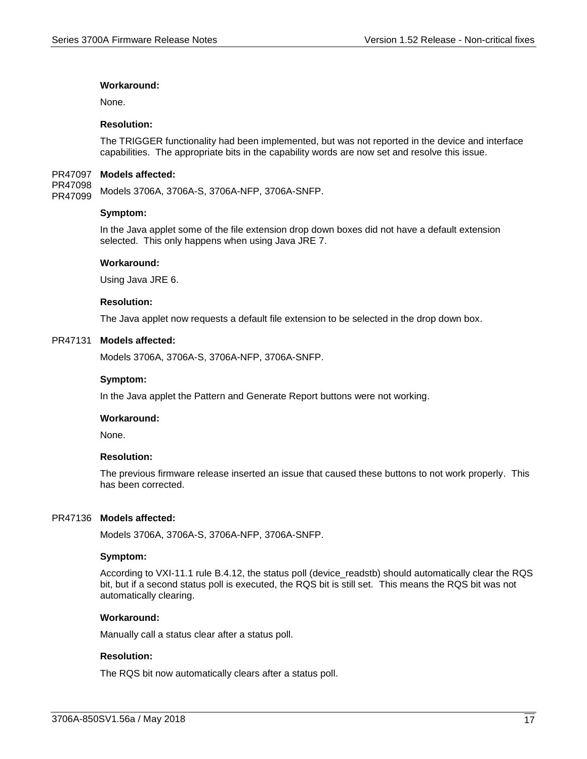**Workaround:**

None.

**Resolution:**

The TRIGGER functionality had been implemented, but was not reported in the device and interface capabilities. The appropriate bits in the capability words are now set and resolve this issue.

PR47097
PR47098
PR47099 **Models affected:**

Models 3706A, 3706A-S, 3706A-NFP, 3706A-SNFP.

**Symptom:**

In the Java applet some of the file extension drop down boxes did not have a default extension selected. This only happens when using Java JRE 7.

**Workaround:**

Using Java JRE 6.

**Resolution:**

The Java applet now requests a default file extension to be selected in the drop down box.

PR47131 **Models affected:**

Models 3706A, 3706A-S, 3706A-NFP, 3706A-SNFP.

**Symptom:**

In the Java applet the Pattern and Generate Report buttons were not working.

**Workaround:**

None.

**Resolution:**

The previous firmware release inserted an issue that caused these buttons to not work properly. This has been corrected.

PR47136 **Models affected:**

Models 3706A, 3706A-S, 3706A-NFP, 3706A-SNFP.

**Symptom:**

According to VXI-11.1 rule B.4.12, the status poll (device_readstb) should automatically clear the RQS bit, but if a second status poll is executed, the RQS bit is still set. This means the RQS bit was not automatically clearing.

**Workaround:**

Manually call a status clear after a status poll.

**Resolution:**

The RQS bit now automatically clears after a status poll.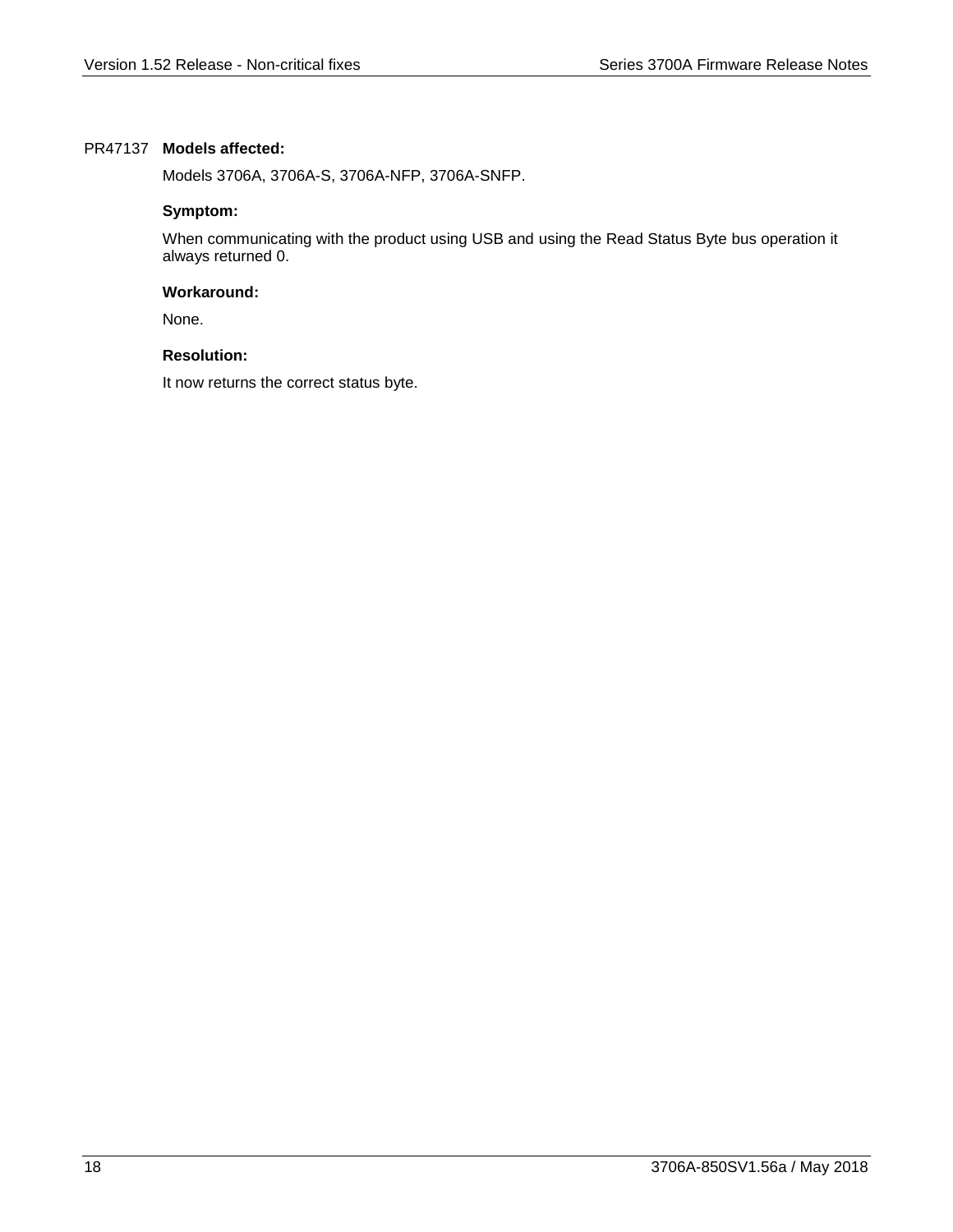PR47137 **Models affected:**

Models 3706A, 3706A-S, 3706A-NFP, 3706A-SNFP.

**Symptom:**

When communicating with the product using USB and using the Read Status Byte bus operation it always returned 0.

**Workaround:**

None.

**Resolution:**

It now returns the correct status byte.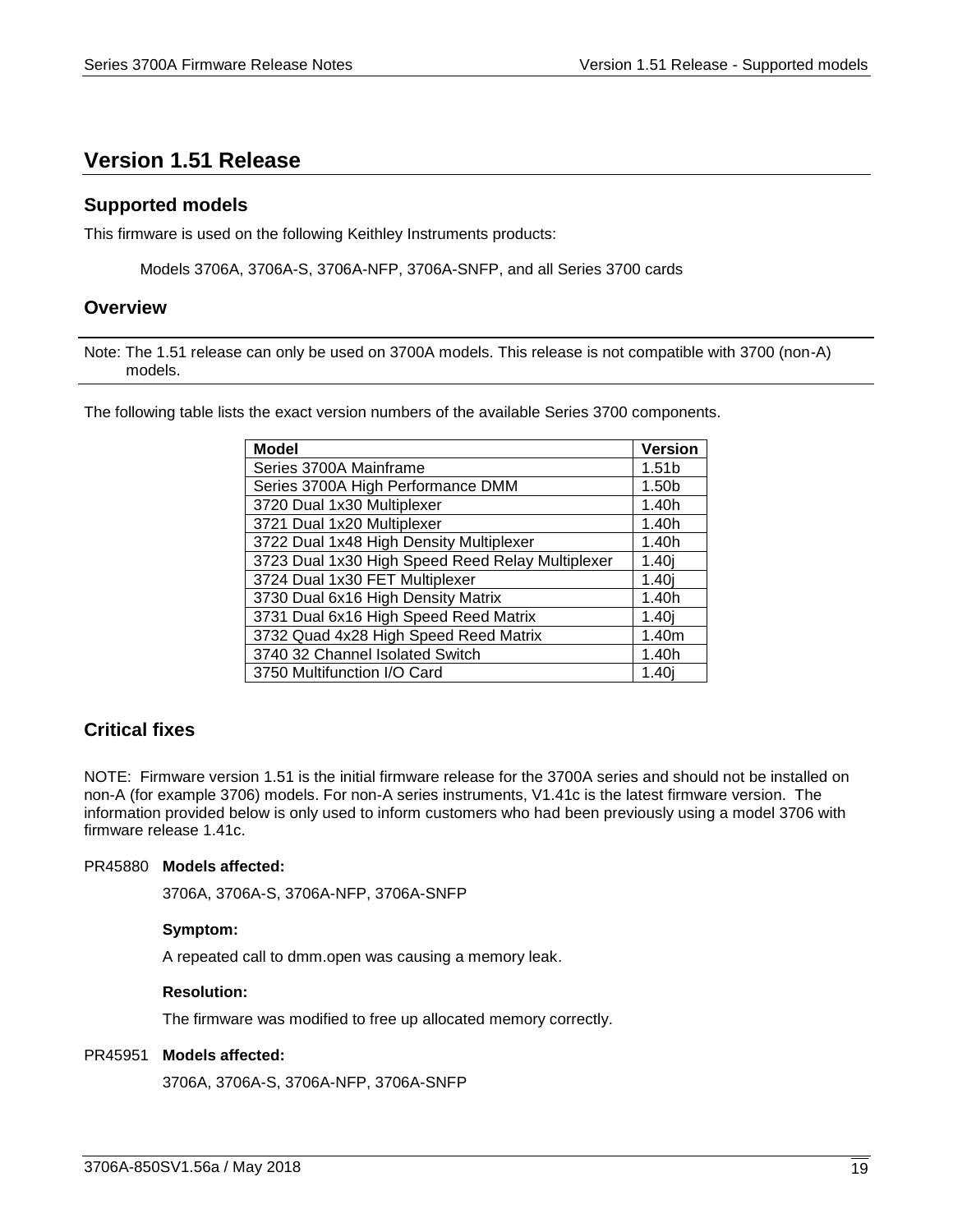# Version 1.51 Release

## Supported models

This firmware is used on the following Keithley Instruments products:

Models 3706A, 3706A-S, 3706A-NFP, 3706A-SNFP, and all Series 3700 cards

## Overview

Note: The 1.51 release can only be used on 3700A models. This release is not compatible with 3700 (non-A) models.

The following table lists the exact version numbers of the available Series 3700 components.

| Model | Version |
|---|---|
| Series 3700A Mainframe | 1.51b |
| Series 3700A High Performance DMM | 1.50b |
| 3720 Dual 1x30 Multiplexer | 1.40h |
| 3721 Dual 1x20 Multiplexer | 1.40h |
| 3722 Dual 1x48 High Density Multiplexer | 1.40h |
| 3723 Dual 1x30 High Speed Reed Relay Multiplexer | 1.40j |
| 3724 Dual 1x30 FET Multiplexer | 1.40j |
| 3730 Dual 6x16 High Density Matrix | 1.40h |
| 3731 Dual 6x16 High Speed Reed Matrix | 1.40j |
| 3732 Quad 4x28 High Speed Reed Matrix | 1.40m |
| 3740 32 Channel Isolated Switch | 1.40h |
| 3750 Multifunction I/O Card | 1.40j |

## Critical fixes

NOTE: Firmware version 1.51 is the initial firmware release for the 3700A series and should not be installed on non-A (for example 3706) models. For non-A series instruments, V1.41c is the latest firmware version. The information provided below is only used to inform customers who had been previously using a model 3706 with firmware release 1.41c.

PR45880 **Models affected:**

3706A, 3706A-S, 3706A-NFP, 3706A-SNFP

**Symptom:**

A repeated call to dmm.open was causing a memory leak.

**Resolution:**

The firmware was modified to free up allocated memory correctly.

PR45951 **Models affected:**

3706A, 3706A-S, 3706A-NFP, 3706A-SNFP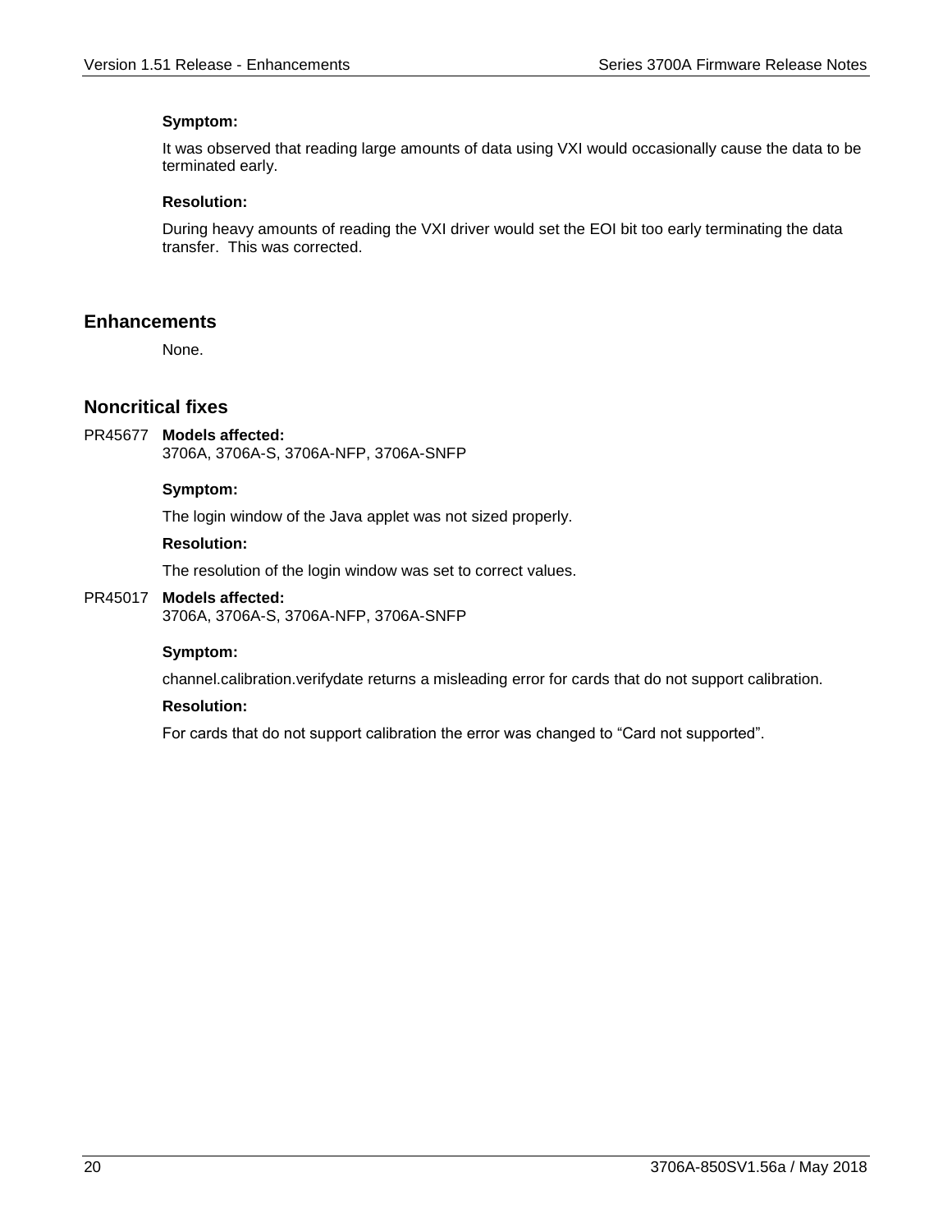**Symptom:**

It was observed that reading large amounts of data using VXI would occasionally cause the data to be terminated early.

**Resolution:**

During heavy amounts of reading the VXI driver would set the EOI bit too early terminating the data transfer. This was corrected.

## Enhancements

None.

## Noncritical fixes

PR45677 **Models affected:**
3706A, 3706A-S, 3706A-NFP, 3706A-SNFP

**Symptom:**

The login window of the Java applet was not sized properly.

**Resolution:**

The resolution of the login window was set to correct values.

PR45017 **Models affected:**
3706A, 3706A-S, 3706A-NFP, 3706A-SNFP

**Symptom:**

channel.calibration.verifydate returns a misleading error for cards that do not support calibration.

**Resolution:**

For cards that do not support calibration the error was changed to “Card not supported”.